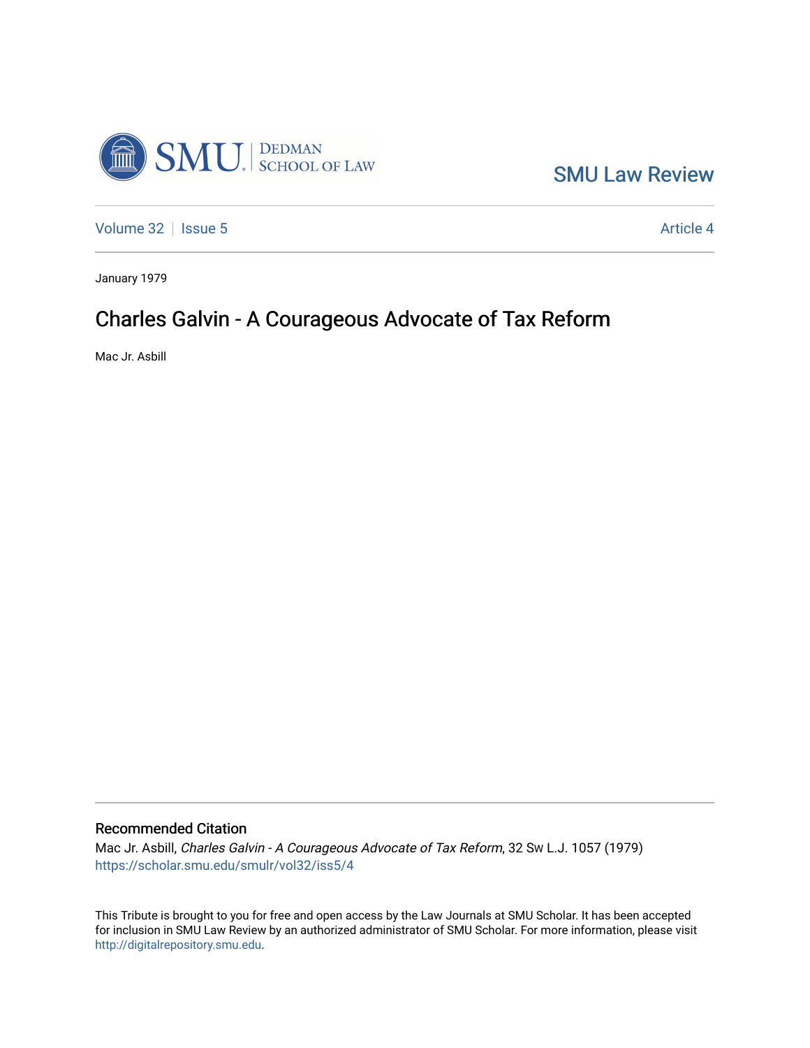SMU Law Review

Volume 32 | Issue 5 | Article 4

January 1979

# Charles Galvin - A Courageous Advocate of Tax Reform

Mac Jr. Asbill

## Recommended Citation

Mac Jr. Asbill, *Charles Galvin - A Courageous Advocate of Tax Reform*, 32 Sw L.J. 1057 (1979)
https://scholar.smu.edu/smulr/vol32/iss5/4

This Tribute is brought to you for free and open access by the Law Journals at SMU Scholar. It has been accepted for inclusion in SMU Law Review by an authorized administrator of SMU Scholar. For more information, please visit http://digitalrepository.smu.edu.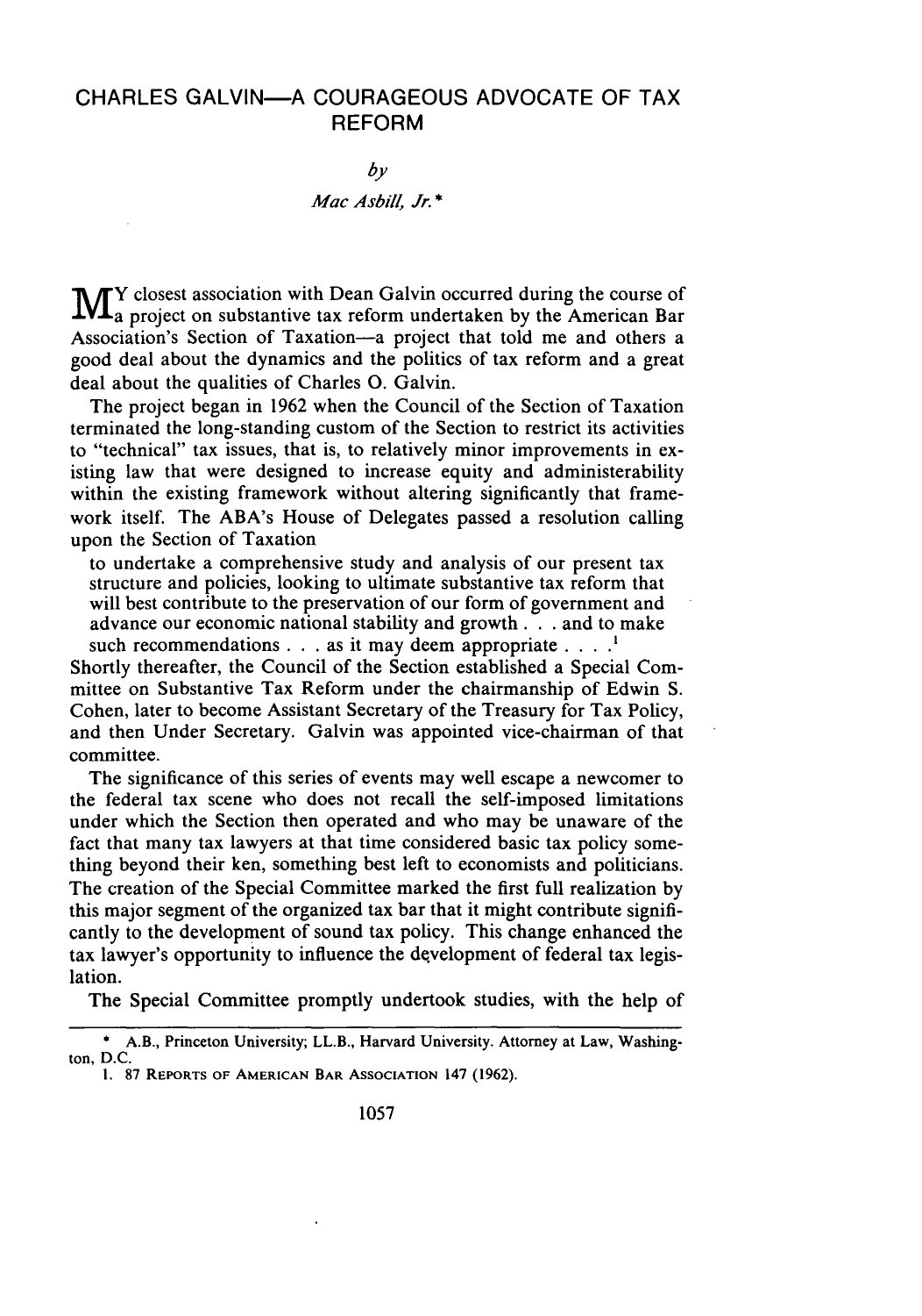# CHARLES GALVIN—A COURAGEOUS ADVOCATE OF TAX REFORM

*by*

*Mac Asbill, Jr.*\*

MY closest association with Dean Galvin occurred during the course of a project on substantive tax reform undertaken by the American Bar Association's Section of Taxation—a project that told me and others a good deal about the dynamics and the politics of tax reform and a great deal about the qualities of Charles O. Galvin.

The project began in 1962 when the Council of the Section of Taxation terminated the long-standing custom of the Section to restrict its activities to "technical" tax issues, that is, to relatively minor improvements in existing law that were designed to increase equity and administerability within the existing framework without altering significantly that framework itself. The ABA's House of Delegates passed a resolution calling upon the Section of Taxation

> to undertake a comprehensive study and analysis of our present tax structure and policies, looking to ultimate substantive tax reform that will best contribute to the preservation of our form of government and advance our economic national stability and growth . . . and to make such recommendations . . . as it may deem appropriate . . . .[1]

Shortly thereafter, the Council of the Section established a Special Committee on Substantive Tax Reform under the chairmanship of Edwin S. Cohen, later to become Assistant Secretary of the Treasury for Tax Policy, and then Under Secretary. Galvin was appointed vice-chairman of that committee.

The significance of this series of events may well escape a newcomer to the federal tax scene who does not recall the self-imposed limitations under which the Section then operated and who may be unaware of the fact that many tax lawyers at that time considered basic tax policy something beyond their ken, something best left to economists and politicians. The creation of the Special Committee marked the first full realization by this major segment of the organized tax bar that it might contribute significantly to the development of sound tax policy. This change enhanced the tax lawyer's opportunity to influence the development of federal tax legislation.

The Special Committee promptly undertook studies, with the help of

---

\* A.B., Princeton University; LL.B., Harvard University. Attorney at Law, Washington, D.C.

1. 87 REPORTS OF AMERICAN BAR ASSOCIATION 147 (1962).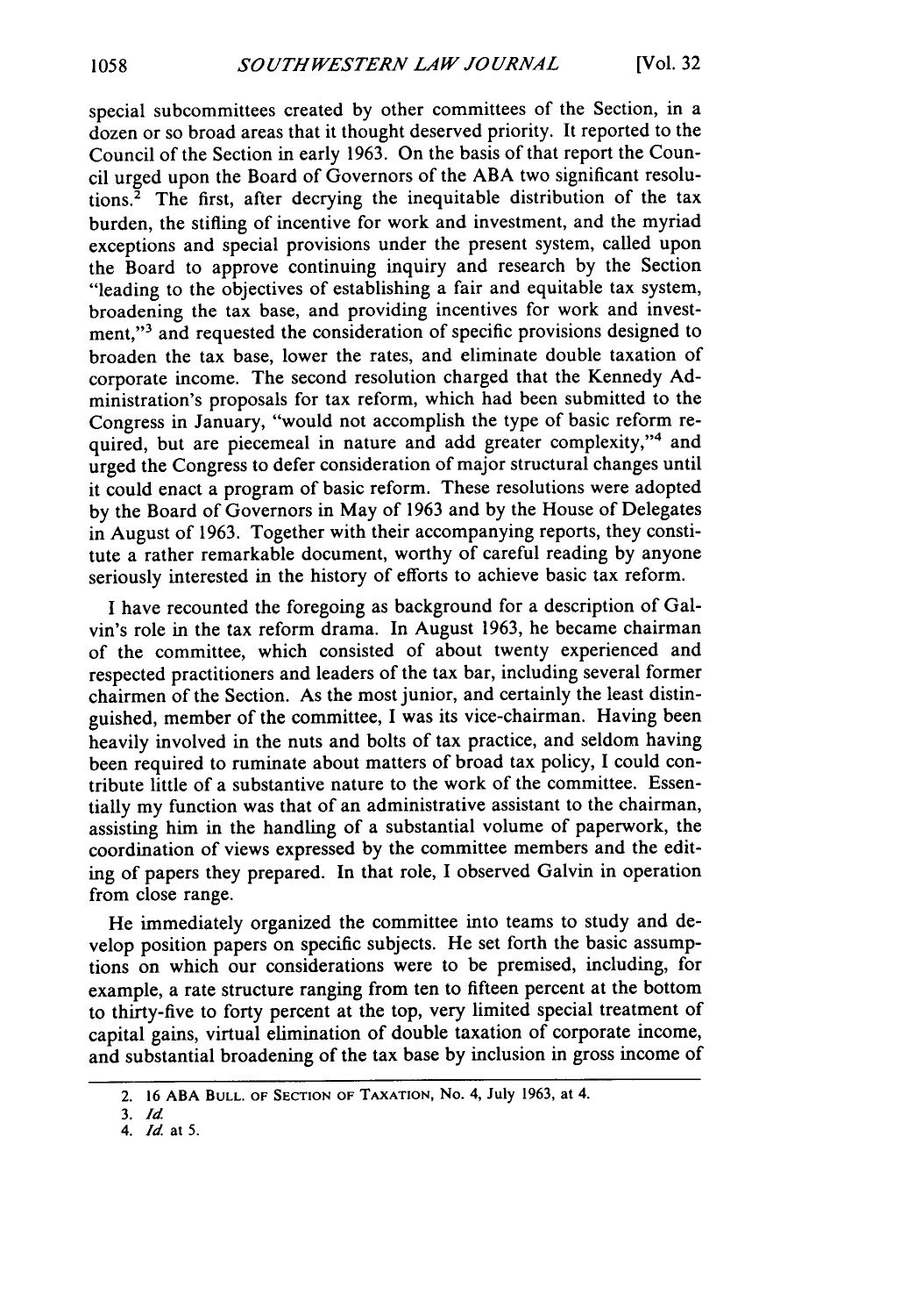special subcommittees created by other committees of the Section, in a dozen or so broad areas that it thought deserved priority. It reported to the Council of the Section in early 1963. On the basis of that report the Council urged upon the Board of Governors of the ABA two significant resolutions.[2] The first, after decrying the inequitable distribution of the tax burden, the stifling of incentive for work and investment, and the myriad exceptions and special provisions under the present system, called upon the Board to approve continuing inquiry and research by the Section "leading to the objectives of establishing a fair and equitable tax system, broadening the tax base, and providing incentives for work and investment,"[3] and requested the consideration of specific provisions designed to broaden the tax base, lower the rates, and eliminate double taxation of corporate income. The second resolution charged that the Kennedy Administration's proposals for tax reform, which had been submitted to the Congress in January, "would not accomplish the type of basic reform required, but are piecemeal in nature and add greater complexity,"[4] and urged the Congress to defer consideration of major structural changes until it could enact a program of basic reform. These resolutions were adopted by the Board of Governors in May of 1963 and by the House of Delegates in August of 1963. Together with their accompanying reports, they constitute a rather remarkable document, worthy of careful reading by anyone seriously interested in the history of efforts to achieve basic tax reform.

I have recounted the foregoing as background for a description of Galvin's role in the tax reform drama. In August 1963, he became chairman of the committee, which consisted of about twenty experienced and respected practitioners and leaders of the tax bar, including several former chairmen of the Section. As the most junior, and certainly the least distinguished, member of the committee, I was its vice-chairman. Having been heavily involved in the nuts and bolts of tax practice, and seldom having been required to ruminate about matters of broad tax policy, I could contribute little of a substantive nature to the work of the committee. Essentially my function was that of an administrative assistant to the chairman, assisting him in the handling of a substantial volume of paperwork, the coordination of views expressed by the committee members and the editing of papers they prepared. In that role, I observed Galvin in operation from close range.

He immediately organized the committee into teams to study and develop position papers on specific subjects. He set forth the basic assumptions on which our considerations were to be premised, including, for example, a rate structure ranging from ten to fifteen percent at the bottom to thirty-five to forty percent at the top, very limited special treatment of capital gains, virtual elimination of double taxation of corporate income, and substantial broadening of the tax base by inclusion in gross income of

---

2. 16 ABA BULL. OF SECTION OF TAXATION, No. 4, July 1963, at 4.

3. *Id.*

4. *Id.* at 5.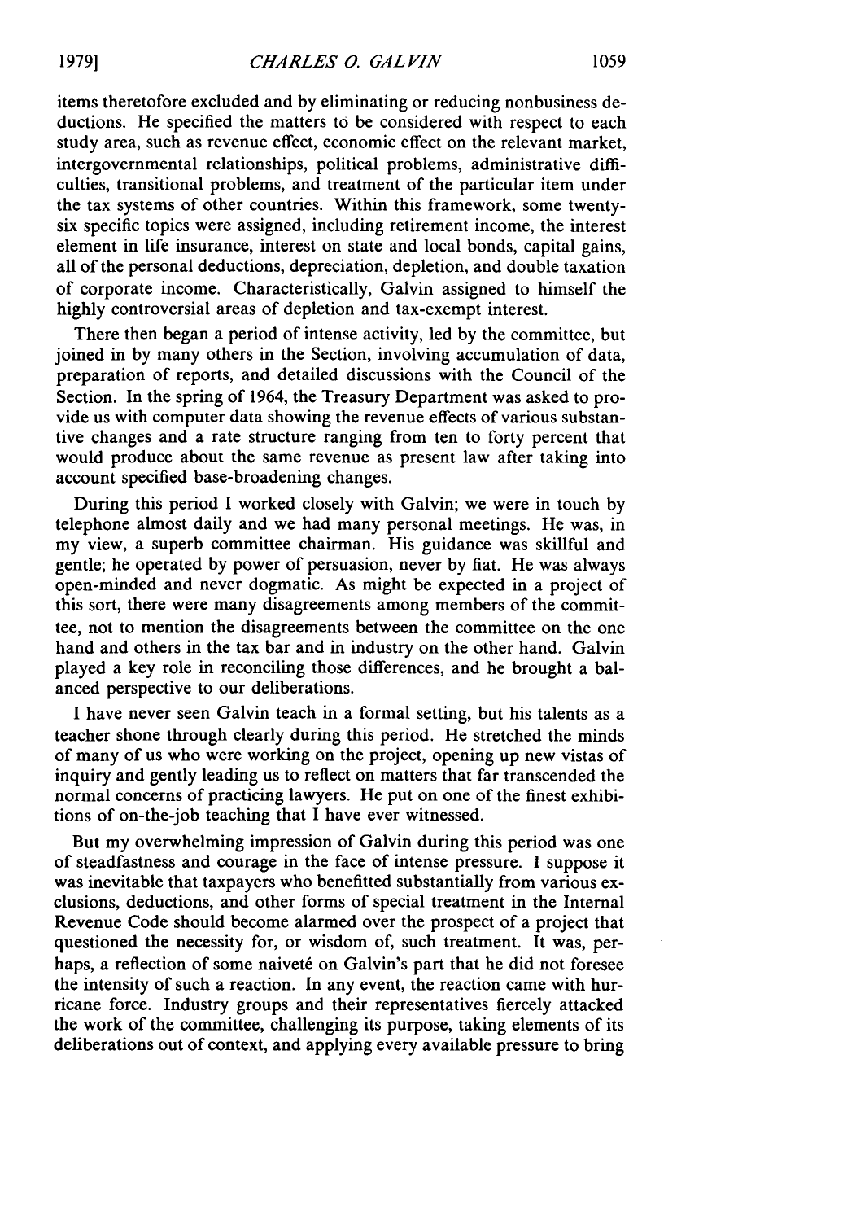items theretofore excluded and by eliminating or reducing nonbusiness deductions. He specified the matters to be considered with respect to each study area, such as revenue effect, economic effect on the relevant market, intergovernmental relationships, political problems, administrative difficulties, transitional problems, and treatment of the particular item under the tax systems of other countries. Within this framework, some twenty-six specific topics were assigned, including retirement income, the interest element in life insurance, interest on state and local bonds, capital gains, all of the personal deductions, depreciation, depletion, and double taxation of corporate income. Characteristically, Galvin assigned to himself the highly controversial areas of depletion and tax-exempt interest.

There then began a period of intense activity, led by the committee, but joined in by many others in the Section, involving accumulation of data, preparation of reports, and detailed discussions with the Council of the Section. In the spring of 1964, the Treasury Department was asked to provide us with computer data showing the revenue effects of various substantive changes and a rate structure ranging from ten to forty percent that would produce about the same revenue as present law after taking into account specified base-broadening changes.

During this period I worked closely with Galvin; we were in touch by telephone almost daily and we had many personal meetings. He was, in my view, a superb committee chairman. His guidance was skillful and gentle; he operated by power of persuasion, never by fiat. He was always open-minded and never dogmatic. As might be expected in a project of this sort, there were many disagreements among members of the committee, not to mention the disagreements between the committee on the one hand and others in the tax bar and in industry on the other hand. Galvin played a key role in reconciling those differences, and he brought a balanced perspective to our deliberations.

I have never seen Galvin teach in a formal setting, but his talents as a teacher shone through clearly during this period. He stretched the minds of many of us who were working on the project, opening up new vistas of inquiry and gently leading us to reflect on matters that far transcended the normal concerns of practicing lawyers. He put on one of the finest exhibitions of on-the-job teaching that I have ever witnessed.

But my overwhelming impression of Galvin during this period was one of steadfastness and courage in the face of intense pressure. I suppose it was inevitable that taxpayers who benefitted substantially from various exclusions, deductions, and other forms of special treatment in the Internal Revenue Code should become alarmed over the prospect of a project that questioned the necessity for, or wisdom of, such treatment. It was, perhaps, a reflection of some naiveté on Galvin's part that he did not foresee the intensity of such a reaction. In any event, the reaction came with hurricane force. Industry groups and their representatives fiercely attacked the work of the committee, challenging its purpose, taking elements of its deliberations out of context, and applying every available pressure to bring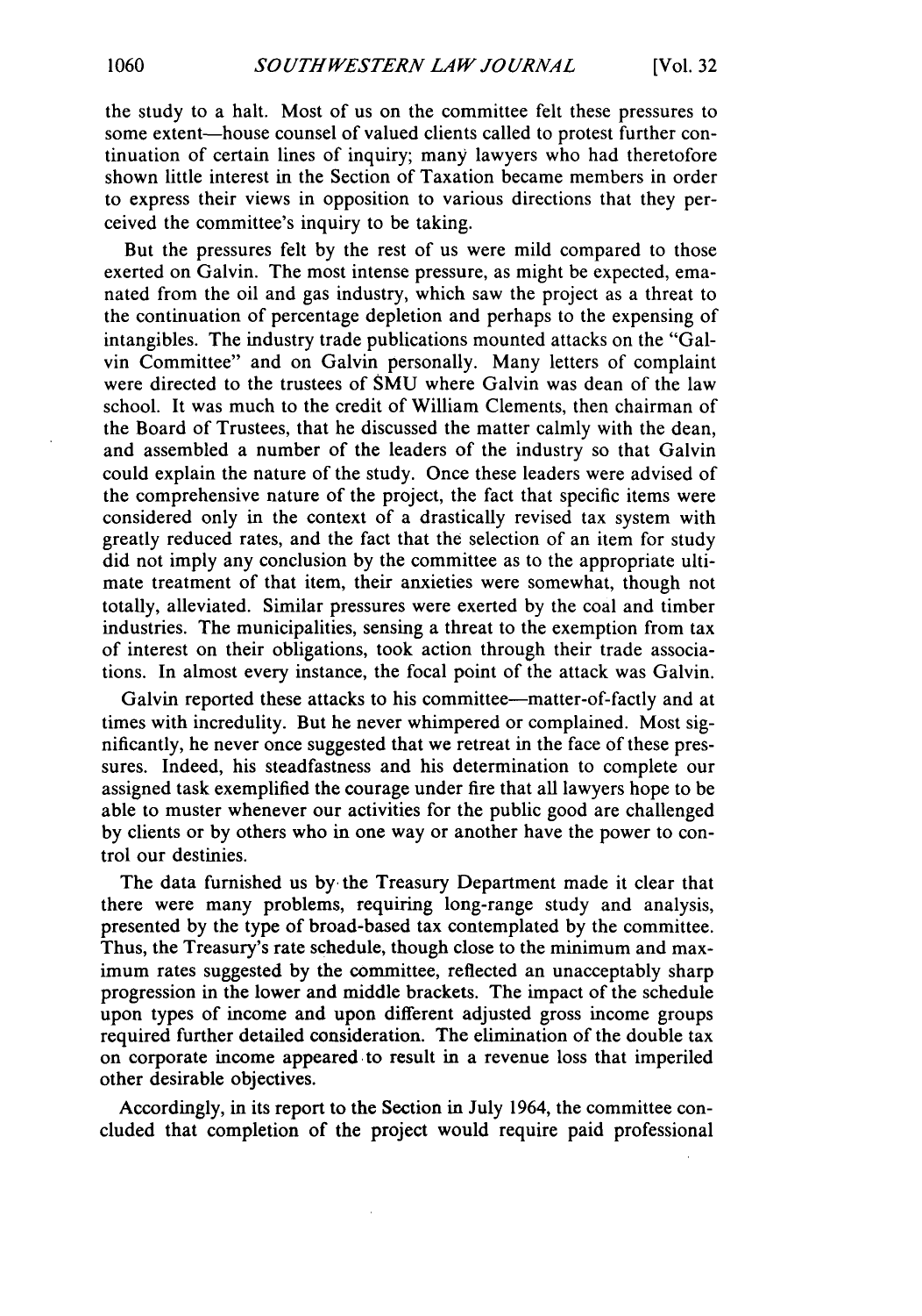the study to a halt. Most of us on the committee felt these pressures to some extent—house counsel of valued clients called to protest further continuation of certain lines of inquiry; many lawyers who had theretofore shown little interest in the Section of Taxation became members in order to express their views in opposition to various directions that they perceived the committee's inquiry to be taking.

But the pressures felt by the rest of us were mild compared to those exerted on Galvin. The most intense pressure, as might be expected, emanated from the oil and gas industry, which saw the project as a threat to the continuation of percentage depletion and perhaps to the expensing of intangibles. The industry trade publications mounted attacks on the "Galvin Committee" and on Galvin personally. Many letters of complaint were directed to the trustees of SMU where Galvin was dean of the law school. It was much to the credit of William Clements, then chairman of the Board of Trustees, that he discussed the matter calmly with the dean, and assembled a number of the leaders of the industry so that Galvin could explain the nature of the study. Once these leaders were advised of the comprehensive nature of the project, the fact that specific items were considered only in the context of a drastically revised tax system with greatly reduced rates, and the fact that the selection of an item for study did not imply any conclusion by the committee as to the appropriate ultimate treatment of that item, their anxieties were somewhat, though not totally, alleviated. Similar pressures were exerted by the coal and timber industries. The municipalities, sensing a threat to the exemption from tax of interest on their obligations, took action through their trade associations. In almost every instance, the focal point of the attack was Galvin.

Galvin reported these attacks to his committee—matter-of-factly and at times with incredulity. But he never whimpered or complained. Most significantly, he never once suggested that we retreat in the face of these pressures. Indeed, his steadfastness and his determination to complete our assigned task exemplified the courage under fire that all lawyers hope to be able to muster whenever our activities for the public good are challenged by clients or by others who in one way or another have the power to control our destinies.

The data furnished us by the Treasury Department made it clear that there were many problems, requiring long-range study and analysis, presented by the type of broad-based tax contemplated by the committee. Thus, the Treasury's rate schedule, though close to the minimum and maximum rates suggested by the committee, reflected an unacceptably sharp progression in the lower and middle brackets. The impact of the schedule upon types of income and upon different adjusted gross income groups required further detailed consideration. The elimination of the double tax on corporate income appeared to result in a revenue loss that imperiled other desirable objectives.

Accordingly, in its report to the Section in July 1964, the committee concluded that completion of the project would require paid professional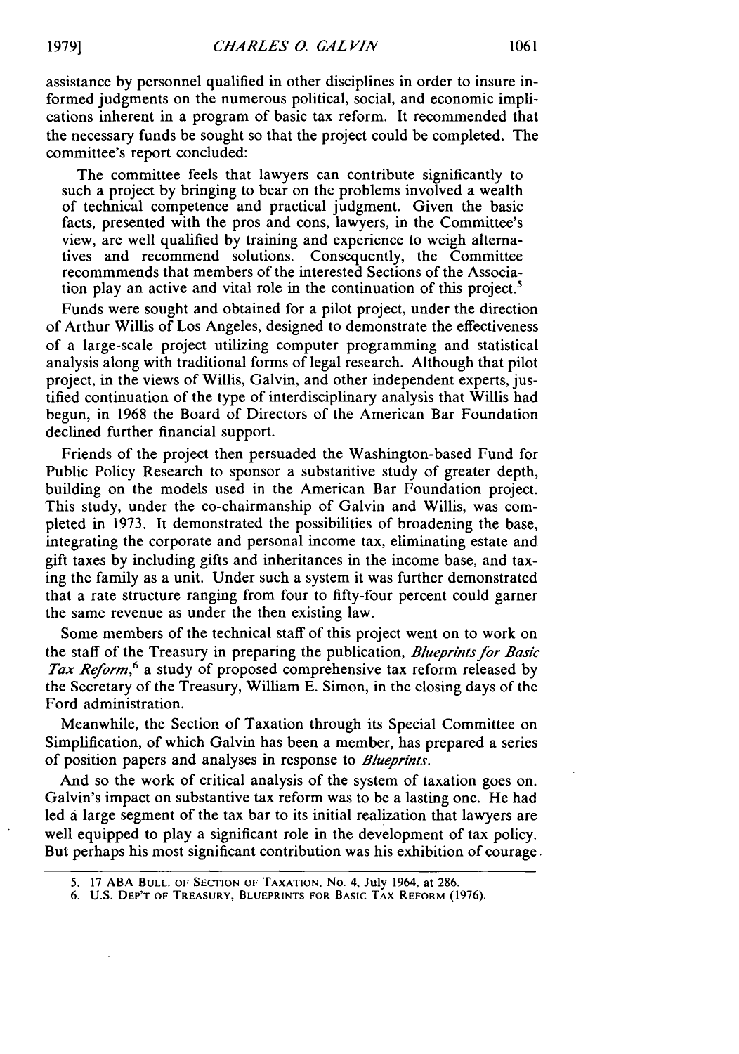assistance by personnel qualified in other disciplines in order to insure informed judgments on the numerous political, social, and economic implications inherent in a program of basic tax reform. It recommended that the necessary funds be sought so that the project could be completed. The committee's report concluded:

> The committee feels that lawyers can contribute significantly to such a project by bringing to bear on the problems involved a wealth of technical competence and practical judgment. Given the basic facts, presented with the pros and cons, lawyers, in the Committee's view, are well qualified by training and experience to weigh alternatives and recommend solutions. Consequently, the Committee recommmends that members of the interested Sections of the Association play an active and vital role in the continuation of this project.[5]

Funds were sought and obtained for a pilot project, under the direction of Arthur Willis of Los Angeles, designed to demonstrate the effectiveness of a large-scale project utilizing computer programming and statistical analysis along with traditional forms of legal research. Although that pilot project, in the views of Willis, Galvin, and other independent experts, justified continuation of the type of interdisciplinary analysis that Willis had begun, in 1968 the Board of Directors of the American Bar Foundation declined further financial support.

Friends of the project then persuaded the Washington-based Fund for Public Policy Research to sponsor a substantive study of greater depth, building on the models used in the American Bar Foundation project. This study, under the co-chairmanship of Galvin and Willis, was completed in 1973. It demonstrated the possibilities of broadening the base, integrating the corporate and personal income tax, eliminating estate and gift taxes by including gifts and inheritances in the income base, and taxing the family as a unit. Under such a system it was further demonstrated that a rate structure ranging from four to fifty-four percent could garner the same revenue as under the then existing law.

Some members of the technical staff of this project went on to work on the staff of the Treasury in preparing the publication, *Blueprints for Basic Tax Reform*,[6] a study of proposed comprehensive tax reform released by the Secretary of the Treasury, William E. Simon, in the closing days of the Ford administration.

Meanwhile, the Section of Taxation through its Special Committee on Simplification, of which Galvin has been a member, has prepared a series of position papers and analyses in response to *Blueprints*.

And so the work of critical analysis of the system of taxation goes on. Galvin's impact on substantive tax reform was to be a lasting one. He had led a large segment of the tax bar to its initial realization that lawyers are well equipped to play a significant role in the development of tax policy. But perhaps his most significant contribution was his exhibition of courage

---

5. 17 ABA BULL. OF SECTION OF TAXATION, No. 4, July 1964, at 286.

6. U.S. DEP'T OF TREASURY, BLUEPRINTS FOR BASIC TAX REFORM (1976).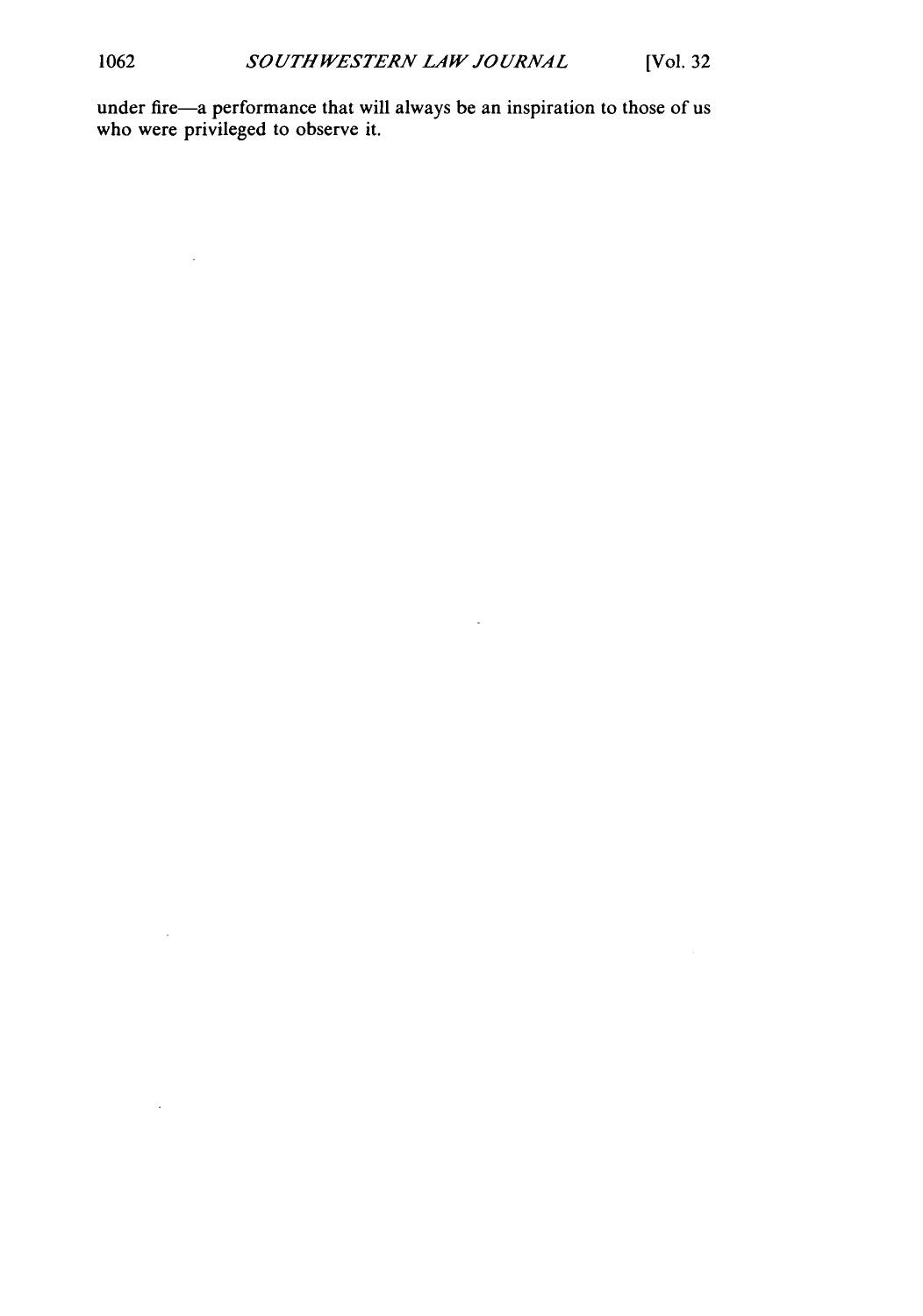under fire—a performance that will always be an inspiration to those of us who were privileged to observe it.